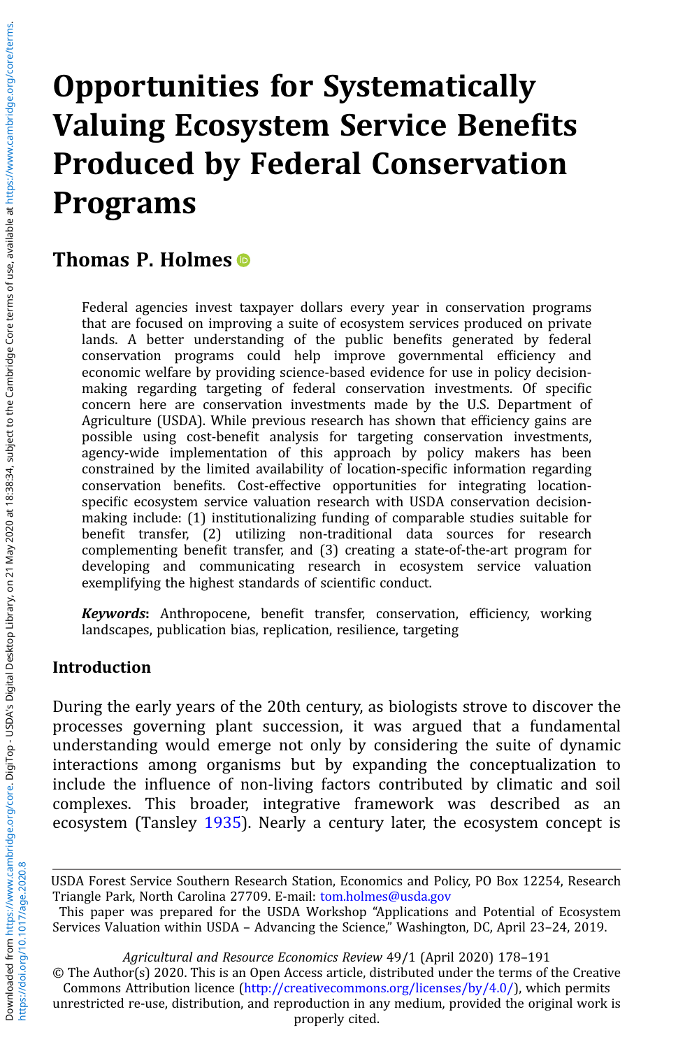# Opportunities for Systematically Valuing Ecosystem Service Benefits Produced by Federal Conservation Programs

## Thomas P. Holmes

Federal agencies invest taxpayer dollars every year in conservation programs that are focused on improving a suite of ecosystem services produced on private lands. A better understanding of the public benefits generated by federal conservation programs could help improve governmental efficiency and economic welfare by providing science-based evidence for use in policy decision-making regarding targeting of federal conservation investments. Of specific concern here are conservation investments made by the U.S. Department of Agriculture (USDA). While previous research has shown that efficiency gains are possible using cost-benefit analysis for targeting conservation investments, agency-wide implementation of this approach by policy makers has been constrained by the limited availability of location-specific information regarding conservation benefits. Cost-effective opportunities for integrating location-specific ecosystem service valuation research with USDA conservation decision-making include: (1) institutionalizing funding of comparable studies suitable for benefit transfer, (2) utilizing non-traditional data sources for research complementing benefit transfer, and (3) creating a state-of-the-art program for developing and communicating research in ecosystem service valuation exemplifying the highest standards of scientific conduct.

***Keywords***: Anthropocene, benefit transfer, conservation, efficiency, working landscapes, publication bias, replication, resilience, targeting

## Introduction

During the early years of the 20th century, as biologists strove to discover the processes governing plant succession, it was argued that a fundamental understanding would emerge not only by considering the suite of dynamic interactions among organisms but by expanding the conceptualization to include the influence of non-living factors contributed by climatic and soil complexes. This broader, integrative framework was described as an ecosystem (Tansley 1935). Nearly a century later, the ecosystem concept is

---

USDA Forest Service Southern Research Station, Economics and Policy, PO Box 12254, Research Triangle Park, North Carolina 27709. E-mail: tom.holmes@usda.gov

This paper was prepared for the USDA Workshop "Applications and Potential of Ecosystem Services Valuation within USDA – Advancing the Science," Washington, DC, April 23–24, 2019.

© The Author(s) 2020. This is an Open Access article, distributed under the terms of the Creative Commons Attribution licence (http://creativecommons.org/licenses/by/4.0/), which permits unrestricted re-use, distribution, and reproduction in any medium, provided the original work is properly cited.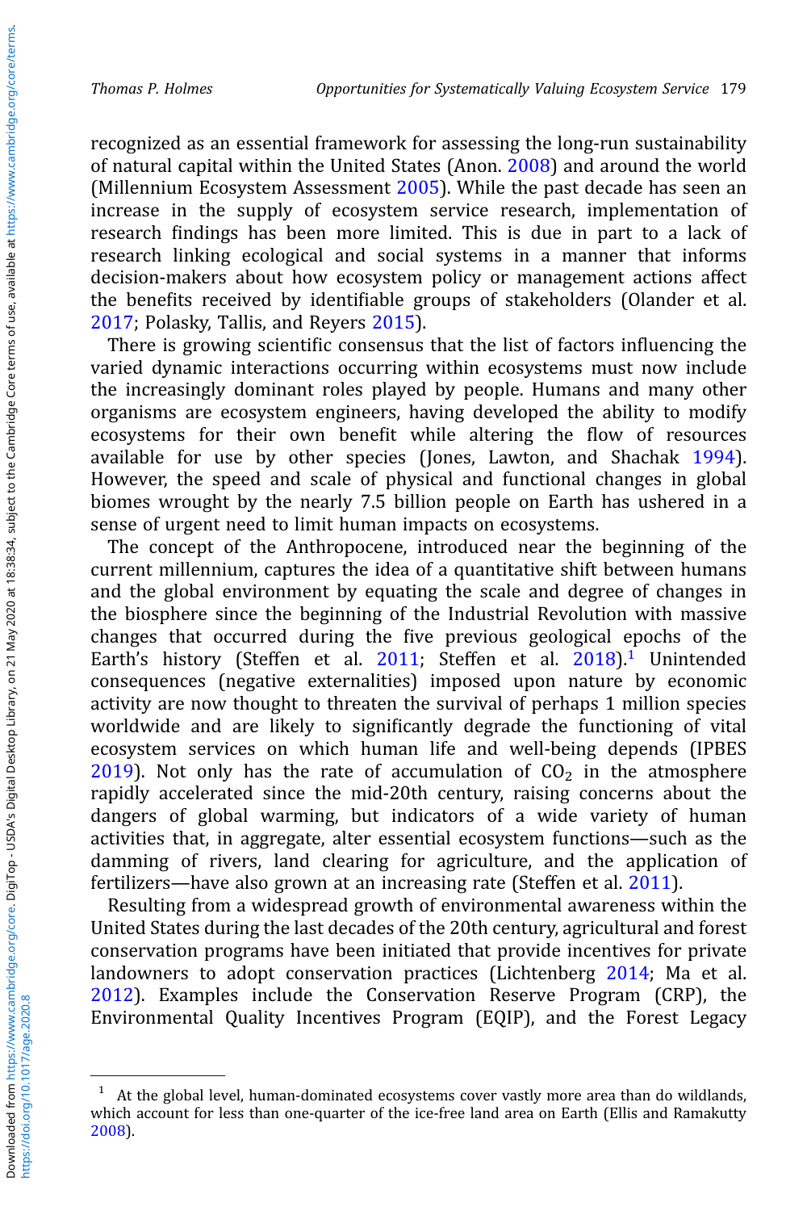recognized as an essential framework for assessing the long-run sustainability of natural capital within the United States (Anon. 2008) and around the world (Millennium Ecosystem Assessment 2005). While the past decade has seen an increase in the supply of ecosystem service research, implementation of research findings has been more limited. This is due in part to a lack of research linking ecological and social systems in a manner that informs decision-makers about how ecosystem policy or management actions affect the benefits received by identifiable groups of stakeholders (Olander et al. 2017; Polasky, Tallis, and Reyers 2015).

There is growing scientific consensus that the list of factors influencing the varied dynamic interactions occurring within ecosystems must now include the increasingly dominant roles played by people. Humans and many other organisms are ecosystem engineers, having developed the ability to modify ecosystems for their own benefit while altering the flow of resources available for use by other species (Jones, Lawton, and Shachak 1994). However, the speed and scale of physical and functional changes in global biomes wrought by the nearly 7.5 billion people on Earth has ushered in a sense of urgent need to limit human impacts on ecosystems.

The concept of the Anthropocene, introduced near the beginning of the current millennium, captures the idea of a quantitative shift between humans and the global environment by equating the scale and degree of changes in the biosphere since the beginning of the Industrial Revolution with massive changes that occurred during the five previous geological epochs of the Earth's history (Steffen et al. 2011; Steffen et al. 2018).[1] Unintended consequences (negative externalities) imposed upon nature by economic activity are now thought to threaten the survival of perhaps 1 million species worldwide and are likely to significantly degrade the functioning of vital ecosystem services on which human life and well-being depends (IPBES 2019). Not only has the rate of accumulation of $CO_2$ in the atmosphere rapidly accelerated since the mid-20th century, raising concerns about the dangers of global warming, but indicators of a wide variety of human activities that, in aggregate, alter essential ecosystem functions—such as the damming of rivers, land clearing for agriculture, and the application of fertilizers—have also grown at an increasing rate (Steffen et al. 2011).

Resulting from a widespread growth of environmental awareness within the United States during the last decades of the 20th century, agricultural and forest conservation programs have been initiated that provide incentives for private landowners to adopt conservation practices (Lichtenberg 2014; Ma et al. 2012). Examples include the Conservation Reserve Program (CRP), the Environmental Quality Incentives Program (EQIP), and the Forest Legacy

[1] At the global level, human-dominated ecosystems cover vastly more area than do wildlands, which account for less than one-quarter of the ice-free land area on Earth (Ellis and Ramakutty 2008).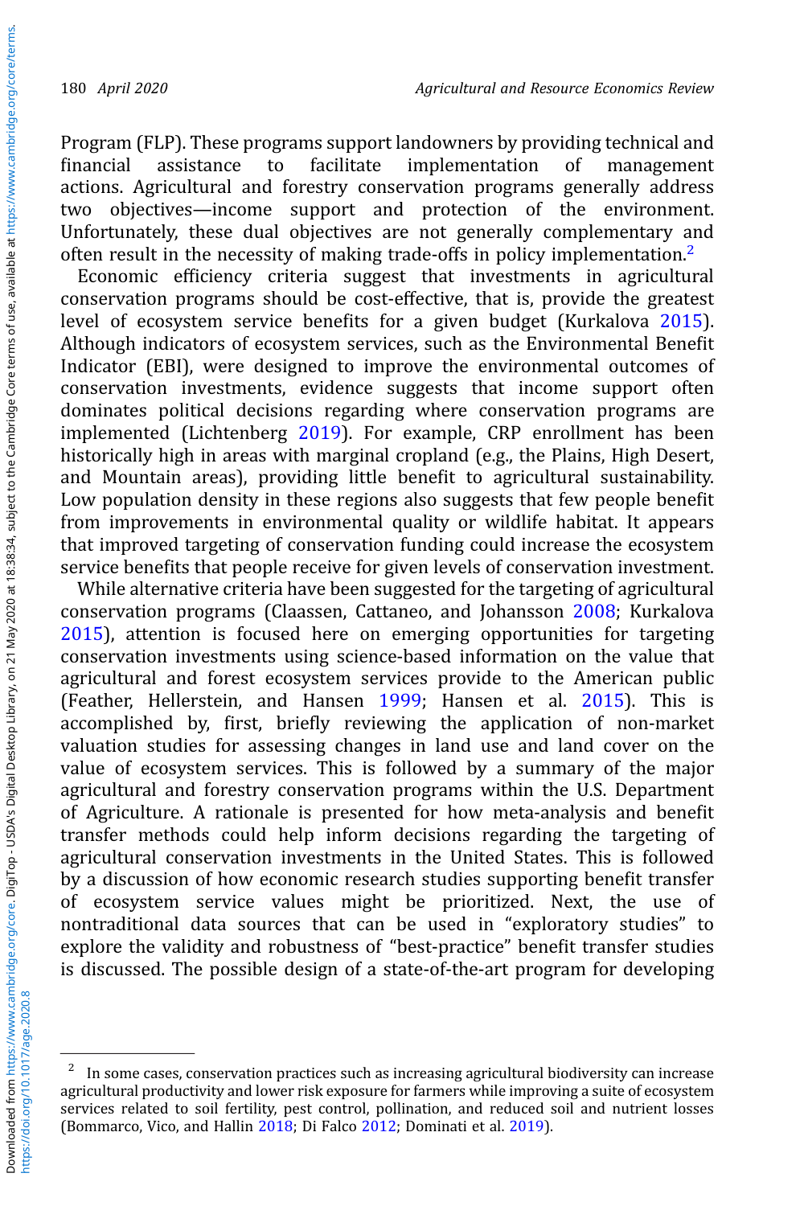Program (FLP). These programs support landowners by providing technical and financial assistance to facilitate implementation of management actions. Agricultural and forestry conservation programs generally address two objectives—income support and protection of the environment. Unfortunately, these dual objectives are not generally complementary and often result in the necessity of making trade-offs in policy implementation.[2]

Economic efficiency criteria suggest that investments in agricultural conservation programs should be cost-effective, that is, provide the greatest level of ecosystem service benefits for a given budget (Kurkalova 2015). Although indicators of ecosystem services, such as the Environmental Benefit Indicator (EBI), were designed to improve the environmental outcomes of conservation investments, evidence suggests that income support often dominates political decisions regarding where conservation programs are implemented (Lichtenberg 2019). For example, CRP enrollment has been historically high in areas with marginal cropland (e.g., the Plains, High Desert, and Mountain areas), providing little benefit to agricultural sustainability. Low population density in these regions also suggests that few people benefit from improvements in environmental quality or wildlife habitat. It appears that improved targeting of conservation funding could increase the ecosystem service benefits that people receive for given levels of conservation investment.

While alternative criteria have been suggested for the targeting of agricultural conservation programs (Claassen, Cattaneo, and Johansson 2008; Kurkalova 2015), attention is focused here on emerging opportunities for targeting conservation investments using science-based information on the value that agricultural and forest ecosystem services provide to the American public (Feather, Hellerstein, and Hansen 1999; Hansen et al. 2015). This is accomplished by, first, briefly reviewing the application of non-market valuation studies for assessing changes in land use and land cover on the value of ecosystem services. This is followed by a summary of the major agricultural and forestry conservation programs within the U.S. Department of Agriculture. A rationale is presented for how meta-analysis and benefit transfer methods could help inform decisions regarding the targeting of agricultural conservation investments in the United States. This is followed by a discussion of how economic research studies supporting benefit transfer of ecosystem service values might be prioritized. Next, the use of nontraditional data sources that can be used in "exploratory studies" to explore the validity and robustness of "best-practice" benefit transfer studies is discussed. The possible design of a state-of-the-art program for developing

---

[2] In some cases, conservation practices such as increasing agricultural biodiversity can increase agricultural productivity and lower risk exposure for farmers while improving a suite of ecosystem services related to soil fertility, pest control, pollination, and reduced soil and nutrient losses (Bommarco, Vico, and Hallin 2018; Di Falco 2012; Dominati et al. 2019).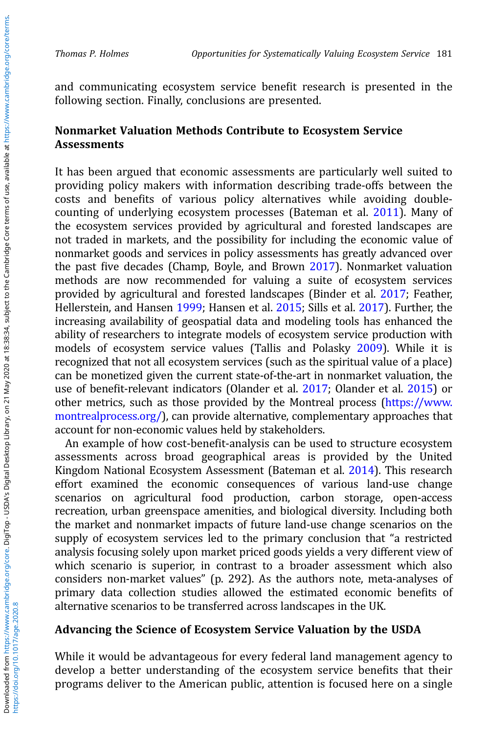and communicating ecosystem service benefit research is presented in the following section. Finally, conclusions are presented.

## Nonmarket Valuation Methods Contribute to Ecosystem Service Assessments

It has been argued that economic assessments are particularly well suited to providing policy makers with information describing trade-offs between the costs and benefits of various policy alternatives while avoiding double-counting of underlying ecosystem processes (Bateman et al. 2011). Many of the ecosystem services provided by agricultural and forested landscapes are not traded in markets, and the possibility for including the economic value of nonmarket goods and services in policy assessments has greatly advanced over the past five decades (Champ, Boyle, and Brown 2017). Nonmarket valuation methods are now recommended for valuing a suite of ecosystem services provided by agricultural and forested landscapes (Binder et al. 2017; Feather, Hellerstein, and Hansen 1999; Hansen et al. 2015; Sills et al. 2017). Further, the increasing availability of geospatial data and modeling tools has enhanced the ability of researchers to integrate models of ecosystem service production with models of ecosystem service values (Tallis and Polasky 2009). While it is recognized that not all ecosystem services (such as the spiritual value of a place) can be monetized given the current state-of-the-art in nonmarket valuation, the use of benefit-relevant indicators (Olander et al. 2017; Olander et al. 2015) or other metrics, such as those provided by the Montreal process (https://www.montrealprocess.org/), can provide alternative, complementary approaches that account for non-economic values held by stakeholders.

An example of how cost-benefit-analysis can be used to structure ecosystem assessments across broad geographical areas is provided by the United Kingdom National Ecosystem Assessment (Bateman et al. 2014). This research effort examined the economic consequences of various land-use change scenarios on agricultural food production, carbon storage, open-access recreation, urban greenspace amenities, and biological diversity. Including both the market and nonmarket impacts of future land-use change scenarios on the supply of ecosystem services led to the primary conclusion that "a restricted analysis focusing solely upon market priced goods yields a very different view of which scenario is superior, in contrast to a broader assessment which also considers non-market values" (p. 292). As the authors note, meta-analyses of primary data collection studies allowed the estimated economic benefits of alternative scenarios to be transferred across landscapes in the UK.

## Advancing the Science of Ecosystem Service Valuation by the USDA

While it would be advantageous for every federal land management agency to develop a better understanding of the ecosystem service benefits that their programs deliver to the American public, attention is focused here on a single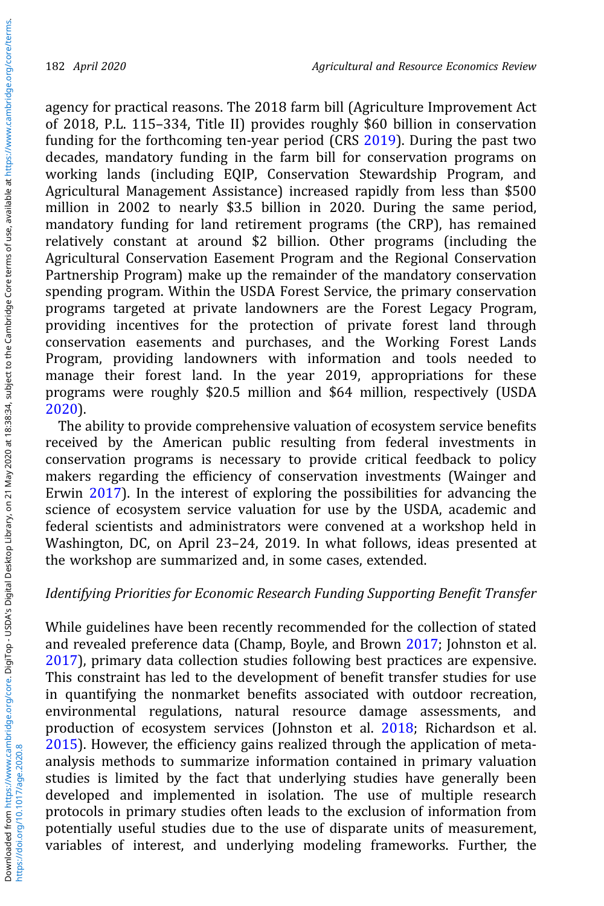agency for practical reasons. The 2018 farm bill (Agriculture Improvement Act of 2018, P.L. 115–334, Title II) provides roughly $60 billion in conservation funding for the forthcoming ten-year period (CRS 2019). During the past two decades, mandatory funding in the farm bill for conservation programs on working lands (including EQIP, Conservation Stewardship Program, and Agricultural Management Assistance) increased rapidly from less than $500 million in 2002 to nearly $3.5 billion in 2020. During the same period, mandatory funding for land retirement programs (the CRP), has remained relatively constant at around $2 billion. Other programs (including the Agricultural Conservation Easement Program and the Regional Conservation Partnership Program) make up the remainder of the mandatory conservation spending program. Within the USDA Forest Service, the primary conservation programs targeted at private landowners are the Forest Legacy Program, providing incentives for the protection of private forest land through conservation easements and purchases, and the Working Forest Lands Program, providing landowners with information and tools needed to manage their forest land. In the year 2019, appropriations for these programs were roughly $20.5 million and $64 million, respectively (USDA 2020).

The ability to provide comprehensive valuation of ecosystem service benefits received by the American public resulting from federal investments in conservation programs is necessary to provide critical feedback to policy makers regarding the efficiency of conservation investments (Wainger and Erwin 2017). In the interest of exploring the possibilities for advancing the science of ecosystem service valuation for use by the USDA, academic and federal scientists and administrators were convened at a workshop held in Washington, DC, on April 23–24, 2019. In what follows, ideas presented at the workshop are summarized and, in some cases, extended.

### *Identifying Priorities for Economic Research Funding Supporting Benefit Transfer*

While guidelines have been recently recommended for the collection of stated and revealed preference data (Champ, Boyle, and Brown 2017; Johnston et al. 2017), primary data collection studies following best practices are expensive. This constraint has led to the development of benefit transfer studies for use in quantifying the nonmarket benefits associated with outdoor recreation, environmental regulations, natural resource damage assessments, and production of ecosystem services (Johnston et al. 2018; Richardson et al. 2015). However, the efficiency gains realized through the application of meta-analysis methods to summarize information contained in primary valuation studies is limited by the fact that underlying studies have generally been developed and implemented in isolation. The use of multiple research protocols in primary studies often leads to the exclusion of information from potentially useful studies due to the use of disparate units of measurement, variables of interest, and underlying modeling frameworks. Further, the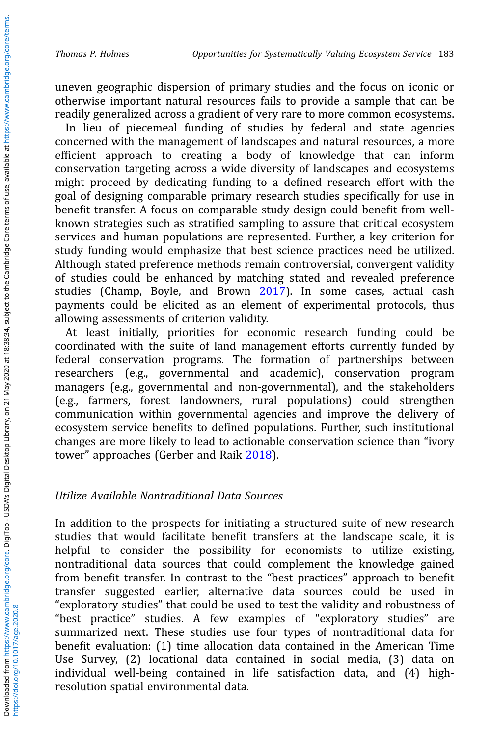uneven geographic dispersion of primary studies and the focus on iconic or otherwise important natural resources fails to provide a sample that can be readily generalized across a gradient of very rare to more common ecosystems.

In lieu of piecemeal funding of studies by federal and state agencies concerned with the management of landscapes and natural resources, a more efficient approach to creating a body of knowledge that can inform conservation targeting across a wide diversity of landscapes and ecosystems might proceed by dedicating funding to a defined research effort with the goal of designing comparable primary research studies specifically for use in benefit transfer. A focus on comparable study design could benefit from well-known strategies such as stratified sampling to assure that critical ecosystem services and human populations are represented. Further, a key criterion for study funding would emphasize that best science practices need be utilized. Although stated preference methods remain controversial, convergent validity of studies could be enhanced by matching stated and revealed preference studies (Champ, Boyle, and Brown 2017). In some cases, actual cash payments could be elicited as an element of experimental protocols, thus allowing assessments of criterion validity.

At least initially, priorities for economic research funding could be coordinated with the suite of land management efforts currently funded by federal conservation programs. The formation of partnerships between researchers (e.g., governmental and academic), conservation program managers (e.g., governmental and non-governmental), and the stakeholders (e.g., farmers, forest landowners, rural populations) could strengthen communication within governmental agencies and improve the delivery of ecosystem service benefits to defined populations. Further, such institutional changes are more likely to lead to actionable conservation science than "ivory tower" approaches (Gerber and Raik 2018).

### *Utilize Available Nontraditional Data Sources*

In addition to the prospects for initiating a structured suite of new research studies that would facilitate benefit transfers at the landscape scale, it is helpful to consider the possibility for economists to utilize existing, nontraditional data sources that could complement the knowledge gained from benefit transfer. In contrast to the "best practices" approach to benefit transfer suggested earlier, alternative data sources could be used in "exploratory studies" that could be used to test the validity and robustness of "best practice" studies. A few examples of "exploratory studies" are summarized next. These studies use four types of nontraditional data for benefit evaluation: (1) time allocation data contained in the American Time Use Survey, (2) locational data contained in social media, (3) data on individual well-being contained in life satisfaction data, and (4) high-resolution spatial environmental data.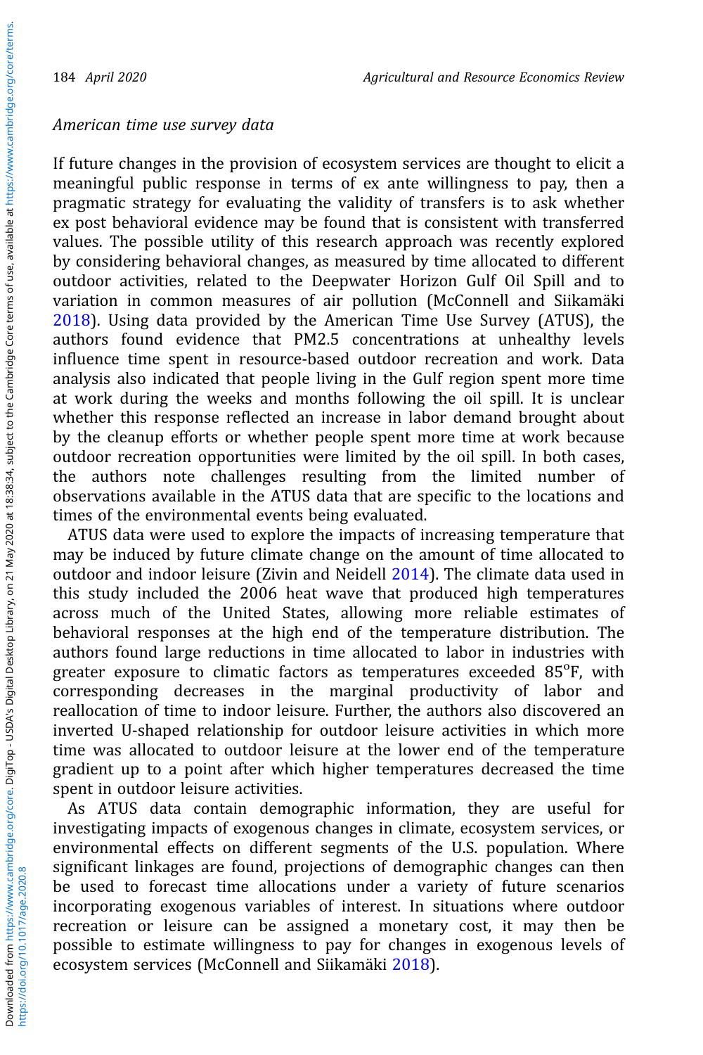*American time use survey data*

If future changes in the provision of ecosystem services are thought to elicit a meaningful public response in terms of ex ante willingness to pay, then a pragmatic strategy for evaluating the validity of transfers is to ask whether ex post behavioral evidence may be found that is consistent with transferred values. The possible utility of this research approach was recently explored by considering behavioral changes, as measured by time allocated to different outdoor activities, related to the Deepwater Horizon Gulf Oil Spill and to variation in common measures of air pollution (McConnell and Siikamäki 2018). Using data provided by the American Time Use Survey (ATUS), the authors found evidence that PM2.5 concentrations at unhealthy levels influence time spent in resource-based outdoor recreation and work. Data analysis also indicated that people living in the Gulf region spent more time at work during the weeks and months following the oil spill. It is unclear whether this response reflected an increase in labor demand brought about by the cleanup efforts or whether people spent more time at work because outdoor recreation opportunities were limited by the oil spill. In both cases, the authors note challenges resulting from the limited number of observations available in the ATUS data that are specific to the locations and times of the environmental events being evaluated.

ATUS data were used to explore the impacts of increasing temperature that may be induced by future climate change on the amount of time allocated to outdoor and indoor leisure (Zivin and Neidell 2014). The climate data used in this study included the 2006 heat wave that produced high temperatures across much of the United States, allowing more reliable estimates of behavioral responses at the high end of the temperature distribution. The authors found large reductions in time allocated to labor in industries with greater exposure to climatic factors as temperatures exceeded 85°F, with corresponding decreases in the marginal productivity of labor and reallocation of time to indoor leisure. Further, the authors also discovered an inverted U-shaped relationship for outdoor leisure activities in which more time was allocated to outdoor leisure at the lower end of the temperature gradient up to a point after which higher temperatures decreased the time spent in outdoor leisure activities.

As ATUS data contain demographic information, they are useful for investigating impacts of exogenous changes in climate, ecosystem services, or environmental effects on different segments of the U.S. population. Where significant linkages are found, projections of demographic changes can then be used to forecast time allocations under a variety of future scenarios incorporating exogenous variables of interest. In situations where outdoor recreation or leisure can be assigned a monetary cost, it may then be possible to estimate willingness to pay for changes in exogenous levels of ecosystem services (McConnell and Siikamäki 2018).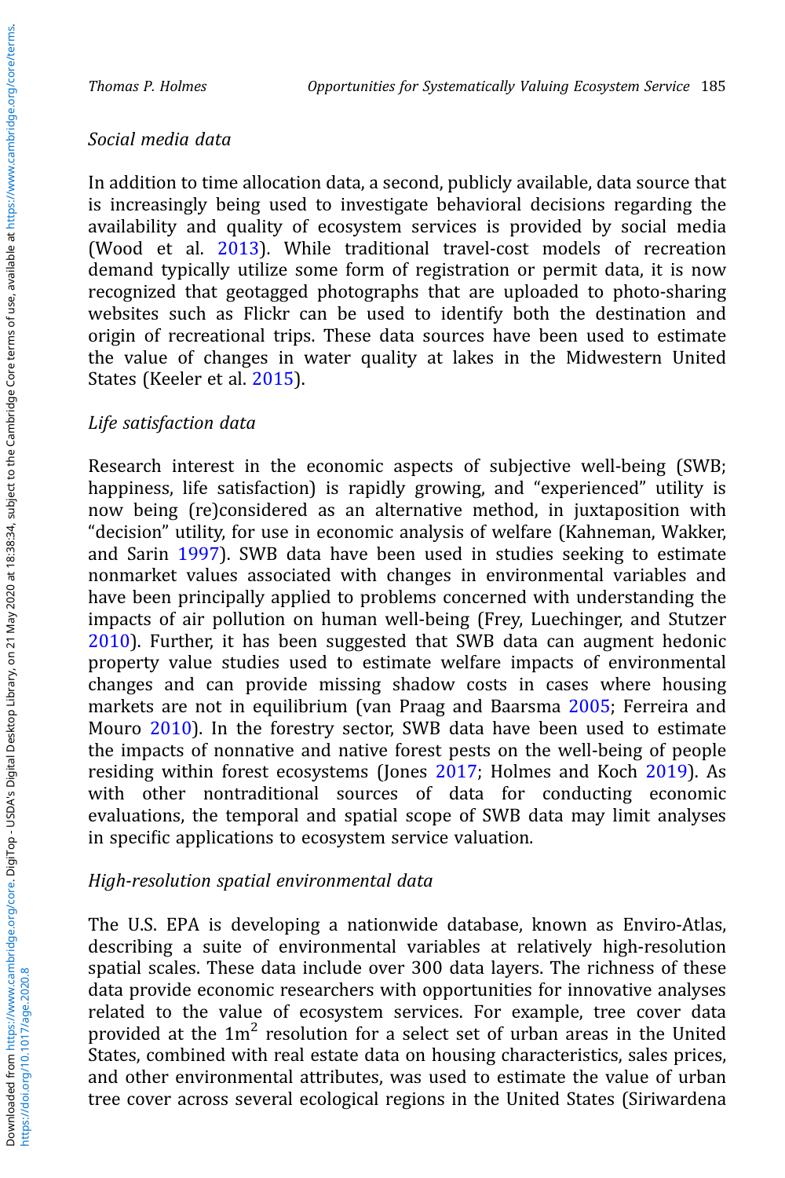*Social media data*

In addition to time allocation data, a second, publicly available, data source that is increasingly being used to investigate behavioral decisions regarding the availability and quality of ecosystem services is provided by social media (Wood et al. 2013). While traditional travel-cost models of recreation demand typically utilize some form of registration or permit data, it is now recognized that geotagged photographs that are uploaded to photo-sharing websites such as Flickr can be used to identify both the destination and origin of recreational trips. These data sources have been used to estimate the value of changes in water quality at lakes in the Midwestern United States (Keeler et al. 2015).

*Life satisfaction data*

Research interest in the economic aspects of subjective well-being (SWB; happiness, life satisfaction) is rapidly growing, and "experienced" utility is now being (re)considered as an alternative method, in juxtaposition with "decision" utility, for use in economic analysis of welfare (Kahneman, Wakker, and Sarin 1997). SWB data have been used in studies seeking to estimate nonmarket values associated with changes in environmental variables and have been principally applied to problems concerned with understanding the impacts of air pollution on human well-being (Frey, Luechinger, and Stutzer 2010). Further, it has been suggested that SWB data can augment hedonic property value studies used to estimate welfare impacts of environmental changes and can provide missing shadow costs in cases where housing markets are not in equilibrium (van Praag and Baarsma 2005; Ferreira and Mouro 2010). In the forestry sector, SWB data have been used to estimate the impacts of nonnative and native forest pests on the well-being of people residing within forest ecosystems (Jones 2017; Holmes and Koch 2019). As with other nontraditional sources of data for conducting economic evaluations, the temporal and spatial scope of SWB data may limit analyses in specific applications to ecosystem service valuation.

*High-resolution spatial environmental data*

The U.S. EPA is developing a nationwide database, known as Enviro-Atlas, describing a suite of environmental variables at relatively high-resolution spatial scales. These data include over 300 data layers. The richness of these data provide economic researchers with opportunities for innovative analyses related to the value of ecosystem services. For example, tree cover data provided at the $1\text{m}^2$ resolution for a select set of urban areas in the United States, combined with real estate data on housing characteristics, sales prices, and other environmental attributes, was used to estimate the value of urban tree cover across several ecological regions in the United States (Siriwardena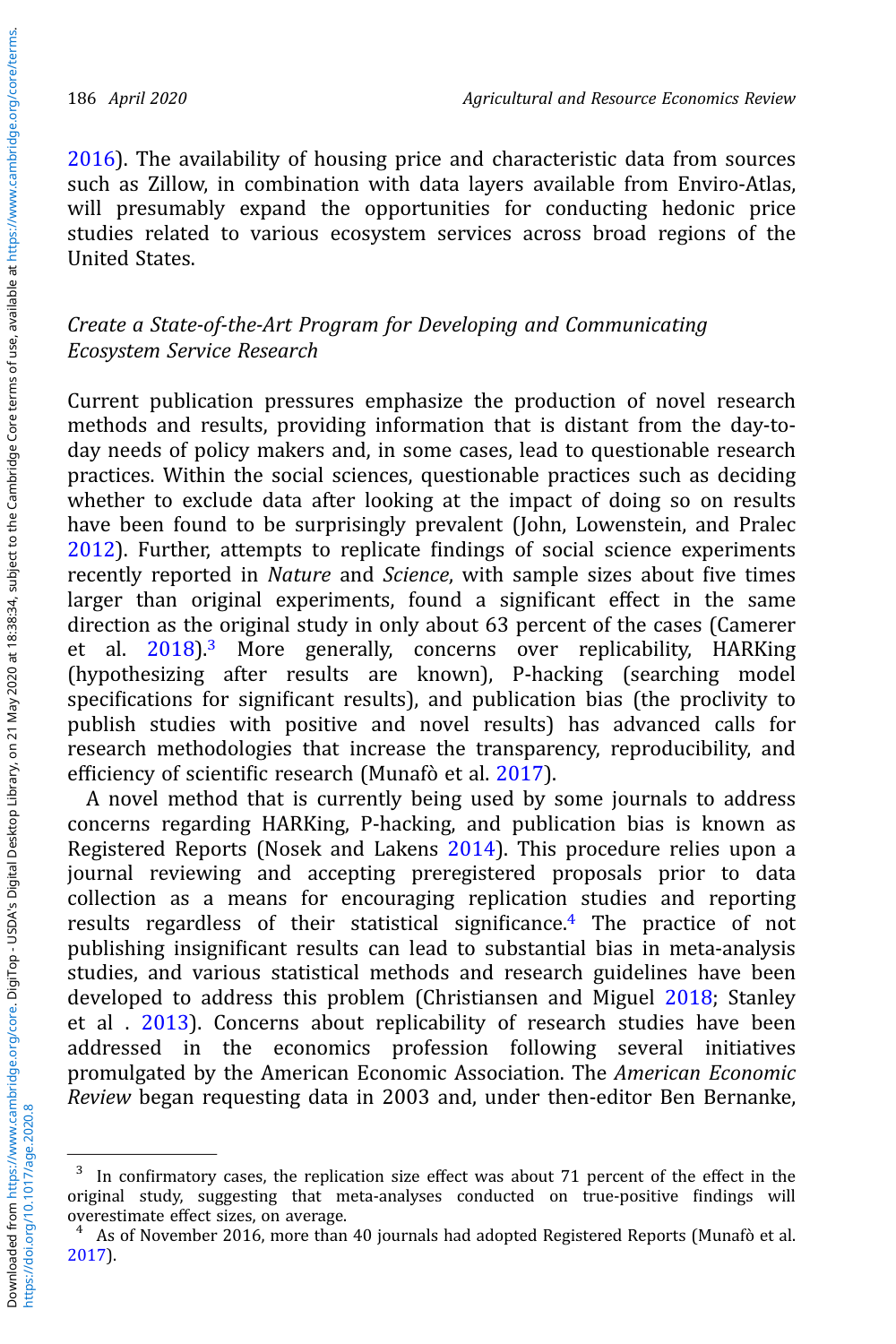2016). The availability of housing price and characteristic data from sources such as Zillow, in combination with data layers available from Enviro-Atlas, will presumably expand the opportunities for conducting hedonic price studies related to various ecosystem services across broad regions of the United States.

### *Create a State-of-the-Art Program for Developing and Communicating Ecosystem Service Research*

Current publication pressures emphasize the production of novel research methods and results, providing information that is distant from the day-to-day needs of policy makers and, in some cases, lead to questionable research practices. Within the social sciences, questionable practices such as deciding whether to exclude data after looking at the impact of doing so on results have been found to be surprisingly prevalent (John, Lowenstein, and Pralec 2012). Further, attempts to replicate findings of social science experiments recently reported in *Nature* and *Science*, with sample sizes about five times larger than original experiments, found a significant effect in the same direction as the original study in only about 63 percent of the cases (Camerer et al. 2018).[3] More generally, concerns over replicability, HARKing (hypothesizing after results are known), P-hacking (searching model specifications for significant results), and publication bias (the proclivity to publish studies with positive and novel results) has advanced calls for research methodologies that increase the transparency, reproducibility, and efficiency of scientific research (Munafò et al. 2017).

A novel method that is currently being used by some journals to address concerns regarding HARKing, P-hacking, and publication bias is known as Registered Reports (Nosek and Lakens 2014). This procedure relies upon a journal reviewing and accepting preregistered proposals prior to data collection as a means for encouraging replication studies and reporting results regardless of their statistical significance.[4] The practice of not publishing insignificant results can lead to substantial bias in meta-analysis studies, and various statistical methods and research guidelines have been developed to address this problem (Christiansen and Miguel 2018; Stanley et al . 2013). Concerns about replicability of research studies have been addressed in the economics profession following several initiatives promulgated by the American Economic Association. The *American Economic Review* began requesting data in 2003 and, under then-editor Ben Bernanke,

---

[3] In confirmatory cases, the replication size effect was about 71 percent of the effect in the original study, suggesting that meta-analyses conducted on true-positive findings will overestimate effect sizes, on average.

[4] As of November 2016, more than 40 journals had adopted Registered Reports (Munafò et al. 2017).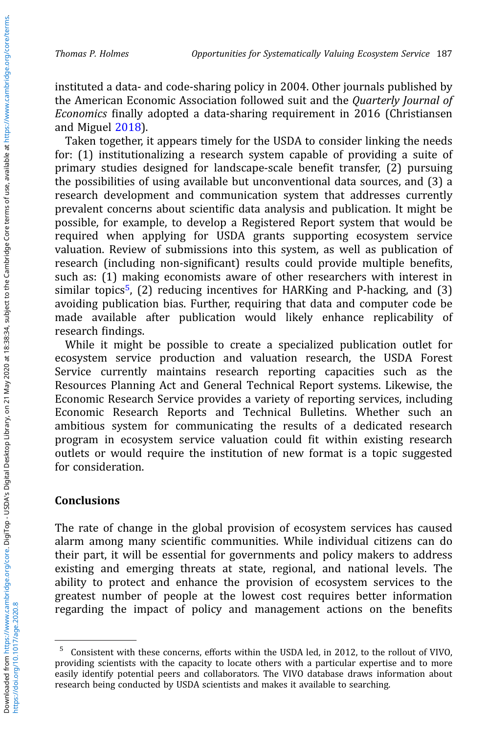instituted a data- and code-sharing policy in 2004. Other journals published by the American Economic Association followed suit and the *Quarterly Journal of Economics* finally adopted a data-sharing requirement in 2016 (Christiansen and Miguel 2018).

Taken together, it appears timely for the USDA to consider linking the needs for: (1) institutionalizing a research system capable of providing a suite of primary studies designed for landscape-scale benefit transfer, (2) pursuing the possibilities of using available but unconventional data sources, and (3) a research development and communication system that addresses currently prevalent concerns about scientific data analysis and publication. It might be possible, for example, to develop a Registered Report system that would be required when applying for USDA grants supporting ecosystem service valuation. Review of submissions into this system, as well as publication of research (including non-significant) results could provide multiple benefits, such as: (1) making economists aware of other researchers with interest in similar topics[5], (2) reducing incentives for HARKing and P-hacking, and (3) avoiding publication bias. Further, requiring that data and computer code be made available after publication would likely enhance replicability of research findings.

While it might be possible to create a specialized publication outlet for ecosystem service production and valuation research, the USDA Forest Service currently maintains research reporting capacities such as the Resources Planning Act and General Technical Report systems. Likewise, the Economic Research Service provides a variety of reporting services, including Economic Research Reports and Technical Bulletins. Whether such an ambitious system for communicating the results of a dedicated research program in ecosystem service valuation could fit within existing research outlets or would require the institution of new format is a topic suggested for consideration.

## Conclusions

The rate of change in the global provision of ecosystem services has caused alarm among many scientific communities. While individual citizens can do their part, it will be essential for governments and policy makers to address existing and emerging threats at state, regional, and national levels. The ability to protect and enhance the provision of ecosystem services to the greatest number of people at the lowest cost requires better information regarding the impact of policy and management actions on the benefits

[5] Consistent with these concerns, efforts within the USDA led, in 2012, to the rollout of VIVO, providing scientists with the capacity to locate others with a particular expertise and to more easily identify potential peers and collaborators. The VIVO database draws information about research being conducted by USDA scientists and makes it available to searching.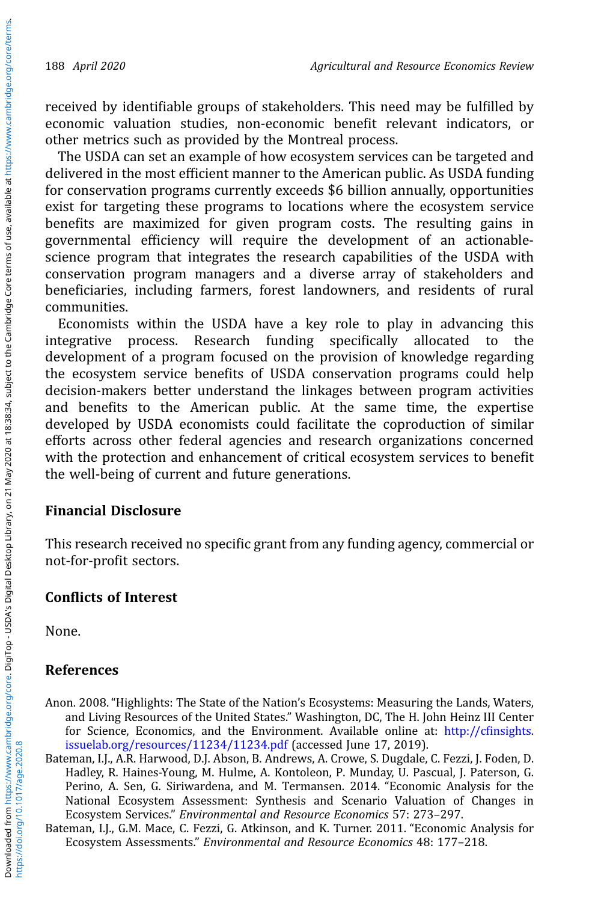received by identifiable groups of stakeholders. This need may be fulfilled by economic valuation studies, non-economic benefit relevant indicators, or other metrics such as provided by the Montreal process.

The USDA can set an example of how ecosystem services can be targeted and delivered in the most efficient manner to the American public. As USDA funding for conservation programs currently exceeds $6 billion annually, opportunities exist for targeting these programs to locations where the ecosystem service benefits are maximized for given program costs. The resulting gains in governmental efficiency will require the development of an actionable-science program that integrates the research capabilities of the USDA with conservation program managers and a diverse array of stakeholders and beneficiaries, including farmers, forest landowners, and residents of rural communities.

Economists within the USDA have a key role to play in advancing this integrative process. Research funding specifically allocated to the development of a program focused on the provision of knowledge regarding the ecosystem service benefits of USDA conservation programs could help decision-makers better understand the linkages between program activities and benefits to the American public. At the same time, the expertise developed by USDA economists could facilitate the coproduction of similar efforts across other federal agencies and research organizations concerned with the protection and enhancement of critical ecosystem services to benefit the well-being of current and future generations.

## Financial Disclosure

This research received no specific grant from any funding agency, commercial or not-for-profit sectors.

## Conflicts of Interest

None.

## References

Anon. 2008. "Highlights: The State of the Nation's Ecosystems: Measuring the Lands, Waters, and Living Resources of the United States." Washington, DC, The H. John Heinz III Center for Science, Economics, and the Environment. Available online at: http://cfinsights.issuelab.org/resources/11234/11234.pdf (accessed June 17, 2019).

Bateman, I.J., A.R. Harwood, D.J. Abson, B. Andrews, A. Crowe, S. Dugdale, C. Fezzi, J. Foden, D. Hadley, R. Haines-Young, M. Hulme, A. Kontoleon, P. Munday, U. Pascual, J. Paterson, G. Perino, A. Sen, G. Siriwardena, and M. Termansen. 2014. "Economic Analysis for the National Ecosystem Assessment: Synthesis and Scenario Valuation of Changes in Ecosystem Services." *Environmental and Resource Economics* 57: 273–297.

Bateman, I.J., G.M. Mace, C. Fezzi, G. Atkinson, and K. Turner. 2011. "Economic Analysis for Ecosystem Assessments." *Environmental and Resource Economics* 48: 177–218.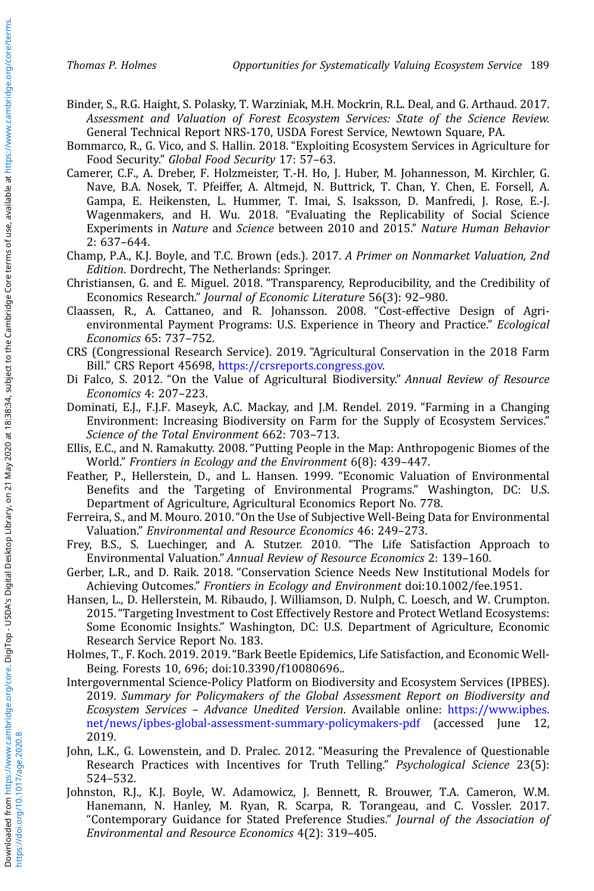Binder, S., R.G. Haight, S. Polasky, T. Warziniak, M.H. Mockrin, R.L. Deal, and G. Arthaud. 2017. *Assessment and Valuation of Forest Ecosystem Services: State of the Science Review*. General Technical Report NRS-170, USDA Forest Service, Newtown Square, PA.

Bommarco, R., G. Vico, and S. Hallin. 2018. "Exploiting Ecosystem Services in Agriculture for Food Security." *Global Food Security* 17: 57–63.

Camerer, C.F., A. Dreber, F. Holzmeister, T.-H. Ho, J. Huber, M. Johannesson, M. Kirchler, G. Nave, B.A. Nosek, T. Pfeiffer, A. Altmejd, N. Buttrick, T. Chan, Y. Chen, E. Forsell, A. Gampa, E. Heikensten, L. Hummer, T. Imai, S. Isaksson, D. Manfredi, J. Rose, E.-J. Wagenmakers, and H. Wu. 2018. "Evaluating the Replicability of Social Science Experiments in *Nature* and *Science* between 2010 and 2015." *Nature Human Behavior* 2: 637–644.

Champ, P.A., K.J. Boyle, and T.C. Brown (eds.). 2017. *A Primer on Nonmarket Valuation, 2nd Edition*. Dordrecht, The Netherlands: Springer.

Christiansen, G. and E. Miguel. 2018. "Transparency, Reproducibility, and the Credibility of Economics Research." *Journal of Economic Literature* 56(3): 92–980.

Claassen, R., A. Cattaneo, and R. Johansson. 2008. "Cost-effective Design of Agri-environmental Payment Programs: U.S. Experience in Theory and Practice." *Ecological Economics* 65: 737–752.

CRS (Congressional Research Service). 2019. "Agricultural Conservation in the 2018 Farm Bill." CRS Report 45698, https://crsreports.congress.gov.

Di Falco, S. 2012. "On the Value of Agricultural Biodiversity." *Annual Review of Resource Economics* 4: 207–223.

Dominati, E.J., F.J.F. Maseyk, A.C. Mackay, and J.M. Rendel. 2019. "Farming in a Changing Environment: Increasing Biodiversity on Farm for the Supply of Ecosystem Services." *Science of the Total Environment* 662: 703–713.

Ellis, E.C., and N. Ramakutty. 2008. "Putting People in the Map: Anthropogenic Biomes of the World." *Frontiers in Ecology and the Environment* 6(8): 439–447.

Feather, P., Hellerstein, D., and L. Hansen. 1999. "Economic Valuation of Environmental Benefits and the Targeting of Environmental Programs." Washington, DC: U.S. Department of Agriculture, Agricultural Economics Report No. 778.

Ferreira, S., and M. Mouro. 2010. "On the Use of Subjective Well-Being Data for Environmental Valuation." *Environmental and Resource Economics* 46: 249–273.

Frey, B.S., S. Luechinger, and A. Stutzer. 2010. "The Life Satisfaction Approach to Environmental Valuation." *Annual Review of Resource Economics* 2: 139–160.

Gerber, L.R., and D. Raik. 2018. "Conservation Science Needs New Institutional Models for Achieving Outcomes." *Frontiers in Ecology and Environment* doi:10.1002/fee.1951.

Hansen, L., D. Hellerstein, M. Ribaudo, J. Williamson, D. Nulph, C. Loesch, and W. Crumpton. 2015. "Targeting Investment to Cost Effectively Restore and Protect Wetland Ecosystems: Some Economic Insights." Washington, DC: U.S. Department of Agriculture, Economic Research Service Report No. 183.

Holmes, T., F. Koch. 2019. 2019. "Bark Beetle Epidemics, Life Satisfaction, and Economic Well-Being. Forests 10, 696; doi:10.3390/f10080696..

Intergovernmental Science-Policy Platform on Biodiversity and Ecosystem Services (IPBES). 2019. *Summary for Policymakers of the Global Assessment Report on Biodiversity and Ecosystem Services – Advance Unedited Version*. Available online: https://www.ipbes.net/news/ipbes-global-assessment-summary-policymakers-pdf (accessed June 12, 2019.

John, L.K., G. Lowenstein, and D. Pralec. 2012. "Measuring the Prevalence of Questionable Research Practices with Incentives for Truth Telling." *Psychological Science* 23(5): 524–532.

Johnston, R.J., K.J. Boyle, W. Adamowicz, J. Bennett, R. Brouwer, T.A. Cameron, W.M. Hanemann, N. Hanley, M. Ryan, R. Scarpa, R. Torangeau, and C. Vossler. 2017. "Contemporary Guidance for Stated Preference Studies." *Journal of the Association of Environmental and Resource Economics* 4(2): 319–405.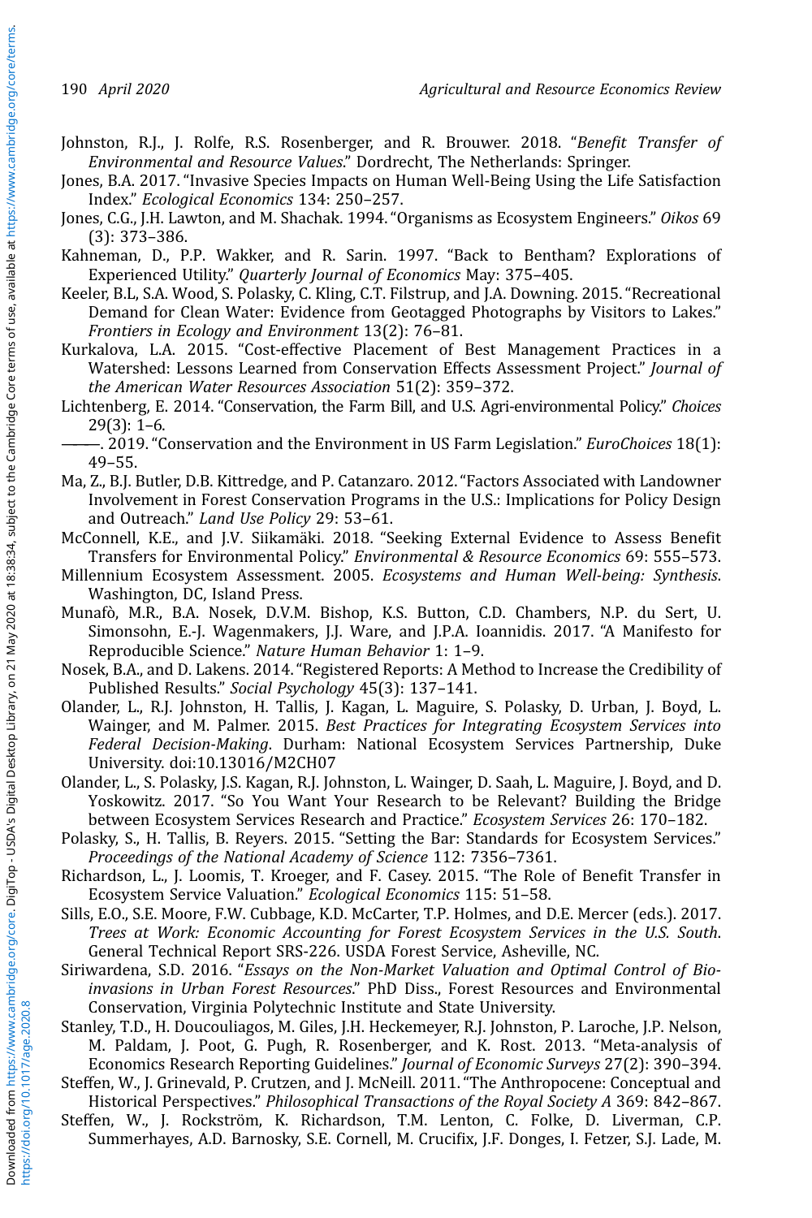Johnston, R.J., J. Rolfe, R.S. Rosenberger, and R. Brouwer. 2018. "*Benefit Transfer of Environmental and Resource Values*." Dordrecht, The Netherlands: Springer.

Jones, B.A. 2017. "Invasive Species Impacts on Human Well-Being Using the Life Satisfaction Index." *Ecological Economics* 134: 250–257.

Jones, C.G., J.H. Lawton, and M. Shachak. 1994. "Organisms as Ecosystem Engineers." *Oikos* 69 (3): 373–386.

Kahneman, D., P.P. Wakker, and R. Sarin. 1997. "Back to Bentham? Explorations of Experienced Utility." *Quarterly Journal of Economics* May: 375–405.

Keeler, B.L, S.A. Wood, S. Polasky, C. Kling, C.T. Filstrup, and J.A. Downing. 2015. "Recreational Demand for Clean Water: Evidence from Geotagged Photographs by Visitors to Lakes." *Frontiers in Ecology and Environment* 13(2): 76–81.

Kurkalova, L.A. 2015. "Cost-effective Placement of Best Management Practices in a Watershed: Lessons Learned from Conservation Effects Assessment Project." *Journal of the American Water Resources Association* 51(2): 359–372.

Lichtenberg, E. 2014. "Conservation, the Farm Bill, and U.S. Agri-environmental Policy." *Choices* 29(3): 1–6.

———. 2019. "Conservation and the Environment in US Farm Legislation." *EuroChoices* 18(1): 49–55.

Ma, Z., B.J. Butler, D.B. Kittredge, and P. Catanzaro. 2012. "Factors Associated with Landowner Involvement in Forest Conservation Programs in the U.S.: Implications for Policy Design and Outreach." *Land Use Policy* 29: 53–61.

McConnell, K.E., and J.V. Siikamäki. 2018. "Seeking External Evidence to Assess Benefit Transfers for Environmental Policy." *Environmental & Resource Economics* 69: 555–573.

Millennium Ecosystem Assessment. 2005. *Ecosystems and Human Well-being: Synthesis*. Washington, DC, Island Press.

Munafò, M.R., B.A. Nosek, D.V.M. Bishop, K.S. Button, C.D. Chambers, N.P. du Sert, U. Simonsohn, E.-J. Wagenmakers, J.J. Ware, and J.P.A. Ioannidis. 2017. "A Manifesto for Reproducible Science." *Nature Human Behavior* 1: 1–9.

Nosek, B.A., and D. Lakens. 2014. "Registered Reports: A Method to Increase the Credibility of Published Results." *Social Psychology* 45(3): 137–141.

Olander, L., R.J. Johnston, H. Tallis, J. Kagan, L. Maguire, S. Polasky, D. Urban, J. Boyd, L. Wainger, and M. Palmer. 2015. *Best Practices for Integrating Ecosystem Services into Federal Decision-Making*. Durham: National Ecosystem Services Partnership, Duke University. doi:10.13016/M2CH07

Olander, L., S. Polasky, J.S. Kagan, R.J. Johnston, L. Wainger, D. Saah, L. Maguire, J. Boyd, and D. Yoskowitz. 2017. "So You Want Your Research to be Relevant? Building the Bridge between Ecosystem Services Research and Practice." *Ecosystem Services* 26: 170–182.

Polasky, S., H. Tallis, B. Reyers. 2015. "Setting the Bar: Standards for Ecosystem Services." *Proceedings of the National Academy of Science* 112: 7356–7361.

Richardson, L., J. Loomis, T. Kroeger, and F. Casey. 2015. "The Role of Benefit Transfer in Ecosystem Service Valuation." *Ecological Economics* 115: 51–58.

Sills, E.O., S.E. Moore, F.W. Cubbage, K.D. McCarter, T.P. Holmes, and D.E. Mercer (eds.). 2017. *Trees at Work: Economic Accounting for Forest Ecosystem Services in the U.S. South*. General Technical Report SRS-226. USDA Forest Service, Asheville, NC.

Siriwardena, S.D. 2016. "*Essays on the Non-Market Valuation and Optimal Control of Bio-invasions in Urban Forest Resources*." PhD Diss., Forest Resources and Environmental Conservation, Virginia Polytechnic Institute and State University.

Stanley, T.D., H. Doucouliagos, M. Giles, J.H. Heckemeyer, R.J. Johnston, P. Laroche, J.P. Nelson, M. Paldam, J. Poot, G. Pugh, R. Rosenberger, and K. Rost. 2013. "Meta-analysis of Economics Research Reporting Guidelines." *Journal of Economic Surveys* 27(2): 390–394.

Steffen, W., J. Grinevald, P. Crutzen, and J. McNeill. 2011. "The Anthropocene: Conceptual and Historical Perspectives." *Philosophical Transactions of the Royal Society A* 369: 842–867.

Steffen, W., J. Rockström, K. Richardson, T.M. Lenton, C. Folke, D. Liverman, C.P. Summerhayes, A.D. Barnosky, S.E. Cornell, M. Crucifix, J.F. Donges, I. Fetzer, S.J. Lade, M.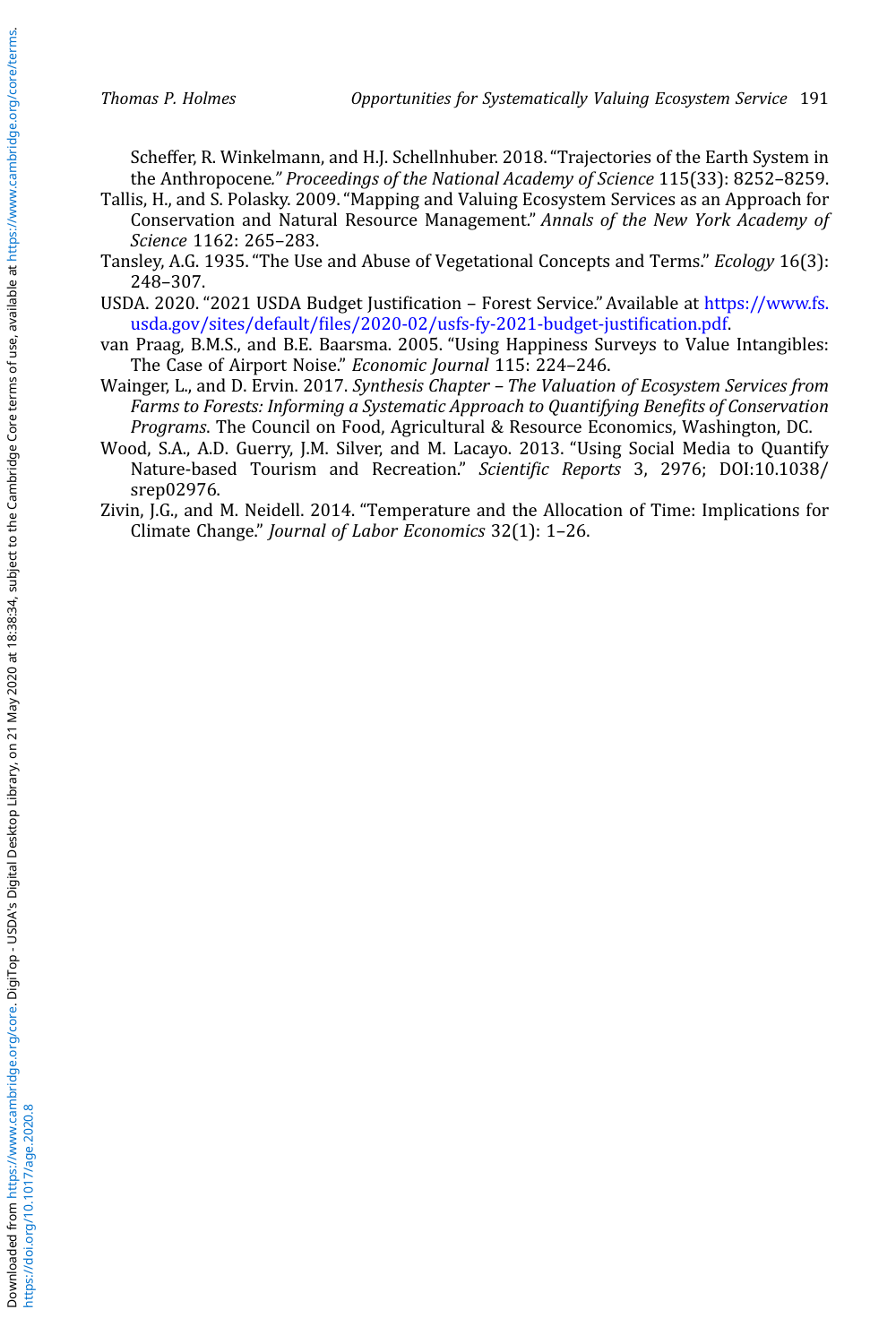Scheffer, R. Winkelmann, and H.J. Schellnhuber. 2018. "Trajectories of the Earth System in the Anthropocene*." Proceedings of the National Academy of Science* 115(33): 8252–8259.

Tallis, H., and S. Polasky. 2009. "Mapping and Valuing Ecosystem Services as an Approach for Conservation and Natural Resource Management." *Annals of the New York Academy of Science* 1162: 265–283.

Tansley, A.G. 1935. "The Use and Abuse of Vegetational Concepts and Terms." *Ecology* 16(3): 248–307.

USDA. 2020. "2021 USDA Budget Justification – Forest Service." Available at https://www.fs.usda.gov/sites/default/files/2020-02/usfs-fy-2021-budget-justification.pdf.

van Praag, B.M.S., and B.E. Baarsma. 2005. "Using Happiness Surveys to Value Intangibles: The Case of Airport Noise." *Economic Journal* 115: 224–246.

Wainger, L., and D. Ervin. 2017. *Synthesis Chapter – The Valuation of Ecosystem Services from Farms to Forests: Informing a Systematic Approach to Quantifying Benefits of Conservation Programs*. The Council on Food, Agricultural & Resource Economics, Washington, DC.

Wood, S.A., A.D. Guerry, J.M. Silver, and M. Lacayo. 2013. "Using Social Media to Quantify Nature-based Tourism and Recreation." *Scientific Reports* 3, 2976; DOI:10.1038/srep02976.

Zivin, J.G., and M. Neidell. 2014. "Temperature and the Allocation of Time: Implications for Climate Change." *Journal of Labor Economics* 32(1): 1–26.